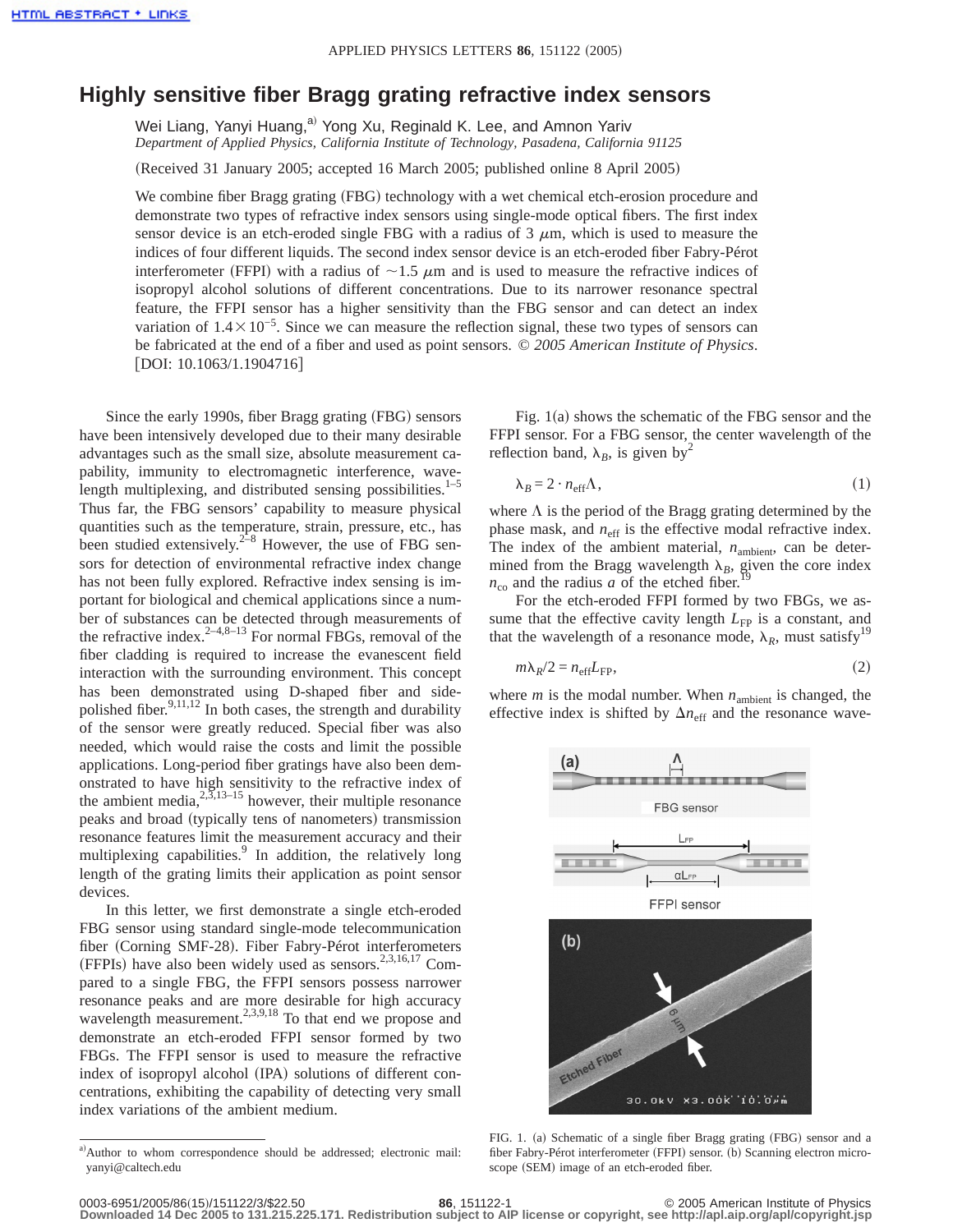# Highly sensitive fiber Bragg grating refractive index sensors

Wei Liang, Yanyi Huang,[a] Yong Xu, Reginald K. Lee, and Amnon Yariv

*Department of Applied Physics, California Institute of Technology, Pasadena, California 91125*

(Received 31 January 2005; accepted 16 March 2005; published online 8 April 2005)

We combine fiber Bragg grating (FBG) technology with a wet chemical etch-erosion procedure and demonstrate two types of refractive index sensors using single-mode optical fibers. The first index sensor device is an etch-eroded single FBG with a radius of 3 $\mu$m, which is used to measure the indices of four different liquids. The second index sensor device is an etch-eroded fiber Fabry-Pérot interferometer (FFPI) with a radius of $\sim$1.5 $\mu$m and is used to measure the refractive indices of isopropyl alcohol solutions of different concentrations. Due to its narrower resonance spectral feature, the FFPI sensor has a higher sensitivity than the FBG sensor and can detect an index variation of $1.4\times10^{-5}$. Since we can measure the reflection signal, these two types of sensors can be fabricated at the end of a fiber and used as point sensors. *© 2005 American Institute of Physics*. [DOI: 10.1063/1.1904716]

Since the early 1990s, fiber Bragg grating (FBG) sensors have been intensively developed due to their many desirable advantages such as the small size, absolute measurement capability, immunity to electromagnetic interference, wavelength multiplexing, and distributed sensing possibilities.[1–5] Thus far, the FBG sensors' capability to measure physical quantities such as the temperature, strain, pressure, etc., has been studied extensively.[2–8] However, the use of FBG sensors for detection of environmental refractive index change has not been fully explored. Refractive index sensing is important for biological and chemical applications since a number of substances can be detected through measurements of the refractive index.[2–4,8–13] For normal FBGs, removal of the fiber cladding is required to increase the evanescent field interaction with the surrounding environment. This concept has been demonstrated using D-shaped fiber and side-polished fiber.[9,11,12] In both cases, the strength and durability of the sensor were greatly reduced. Special fiber was also needed, which would raise the costs and limit the possible applications. Long-period fiber gratings have also been demonstrated to have high sensitivity to the refractive index of the ambient media,[2,3,13–15] however, their multiple resonance peaks and broad (typically tens of nanometers) transmission resonance features limit the measurement accuracy and their multiplexing capabilities.[9] In addition, the relatively long length of the grating limits their application as point sensor devices.

In this letter, we first demonstrate a single etch-eroded FBG sensor using standard single-mode telecommunication fiber (Corning SMF-28). Fiber Fabry-Pérot interferometers (FFPIs) have also been widely used as sensors.[2,3,16,17] Compared to a single FBG, the FFPI sensors possess narrower resonance peaks and are more desirable for high accuracy wavelength measurement.[2,3,9,18] To that end we propose and demonstrate an etch-eroded FFPI sensor formed by two FBGs. The FFPI sensor is used to measure the refractive index of isopropyl alcohol (IPA) solutions of different concentrations, exhibiting the capability of detecting very small index variations of the ambient medium.

Fig. 1(a) shows the schematic of the FBG sensor and the FFPI sensor. For a FBG sensor, the center wavelength of the reflection band, $\lambda_B$, is given by[2]

$$\lambda_B = 2 \cdot n_{\text{eff}} \Lambda, \tag{1}$$

where $\Lambda$ is the period of the Bragg grating determined by the phase mask, and $n_{\text{eff}}$ is the effective modal refractive index. The index of the ambient material, $n_{\text{ambient}}$, can be determined from the Bragg wavelength $\lambda_B$, given the core index $n_{\text{co}}$ and the radius $a$ of the etched fiber.[19]

For the etch-eroded FFPI formed by two FBGs, we assume that the effective cavity length $L_{\text{FP}}$ is a constant, and that the wavelength of a resonance mode, $\lambda_R$, must satisfy[19]

$$m\lambda_R/2 = n_{\text{eff}} L_{\text{FP}}, \tag{2}$$

where $m$ is the modal number. When $n_{\text{ambient}}$ is changed, the effective index is shifted by $\Delta n_{\text{eff}}$ and the resonance wave-

FIG. 1. (a) Schematic of a single fiber Bragg grating (FBG) sensor and a fiber Fabry-Pérot interferometer (FFPI) sensor. (b) Scanning electron microscope (SEM) image of an etch-eroded fiber.

[a] Author to whom correspondence should be addressed; electronic mail: yanyi@caltech.edu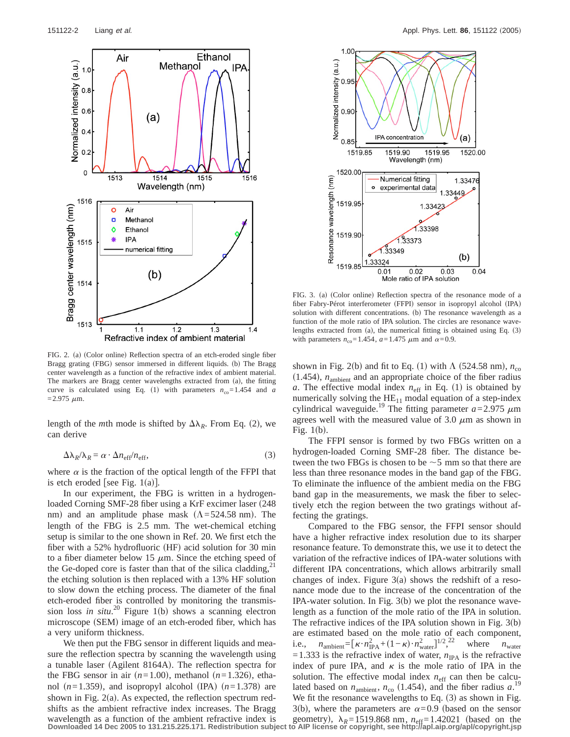FIG. 2. (a) (Color online) Reflection spectra of an etch-eroded single fiber Bragg grating (FBG) sensor immersed in different liquids. (b) The Bragg center wavelength as a function of the refractive index of ambient material. The markers are Bragg center wavelengths extracted from (a), the fitting curve is calculated using Eq. (1) with parameters $n_{co}=1.454$ and $a=2.975\ \mu$m.

length of the $m$th mode is shifted by $\Delta\lambda_R$. From Eq. (2), we can derive

$$\Delta\lambda_R/\lambda_R = \alpha \cdot \Delta n_{eff}/n_{eff}, \tag{3}$$

where $\alpha$ is the fraction of the optical length of the FFPI that is etch eroded [see Fig. 1(a)].

In our experiment, the FBG is written in a hydrogen-loaded Corning SMF-28 fiber using a KrF excimer laser (248 nm) and an amplitude phase mask ($\Lambda=524.58$ nm). The length of the FBG is 2.5 mm. The wet-chemical etching setup is similar to the one shown in Ref. 20. We first etch the fiber with a 52% hydrofluoric (HF) acid solution for 30 min to a fiber diameter below 15 $\mu$m. Since the etching speed of the Ge-doped core is faster than that of the silica cladding,[21] the etching solution is then replaced with a 13% HF solution to slow down the etching process. The diameter of the final etch-eroded fiber is controlled by monitoring the transmission loss *in situ*.[20] Figure 1(b) shows a scanning electron microscope (SEM) image of an etch-eroded fiber, which has a very uniform thickness.

We then put the FBG sensor in different liquids and measure the reflection spectra by scanning the wavelength using a tunable laser (Agilent 8164A). The reflection spectra for the FBG sensor in air ($n=1.00$), methanol ($n=1.326$), ethanol ($n=1.359$), and isopropyl alcohol (IPA) ($n=1.378$) are shown in Fig. 2(a). As expected, the reflection spectrum redshifts as the ambient refractive index increases. The Bragg wavelength as a function of the ambient refractive index is shown in Fig. 2(b) and fit to Eq. (1) with $\Lambda$ (524.58 nm), $n_{co}$ (1.454), $n_{ambient}$ and an appropriate choice of the fiber radius $a$. The effective modal index $n_{eff}$ in Eq. (1) is obtained by numerically solving the $HE_{11}$ modal equation of a step-index cylindrical waveguide.[19] The fitting parameter $a=2.975\ \mu$m agrees well with the measured value of 3.0 $\mu$m as shown in Fig. 1(b).

FIG. 3. (a) (Color online) Reflection spectra of the resonance mode of a fiber Fabry-Pérot interferometer (FFPI) sensor in isopropyl alcohol (IPA) solution with different concentrations. (b) The resonance wavelength as a function of the mole ratio of IPA solution. The circles are resonance wavelengths extracted from (a), the numerical fitting is obtained using Eq. (3) with parameters $n_{co}=1.454$, $a=1.475\ \mu$m and $\alpha=0.9$.

The FFPI sensor is formed by two FBGs written on a hydrogen-loaded Corning SMF-28 fiber. The distance between the two FBGs is chosen to be ~5 mm so that there are less than three resonance modes in the band gap of the FBG. To eliminate the influence of the ambient media on the FBG band gap in the measurements, we mask the fiber to selectively etch the region between the two gratings without affecting the gratings.

Compared to the FBG sensor, the FFPI sensor should have a higher refractive index resolution due to its sharper resonance feature. To demonstrate this, we use it to detect the variation of the refractive indices of IPA-water solutions with different IPA concentrations, which allows arbitrarily small changes of index. Figure 3(a) shows the redshift of a resonance mode due to the increase of the concentration of the IPA-water solution. In Fig. 3(b) we plot the resonance wavelength as a function of the mole ratio of the IPA in solution. The refractive indices of the IPA solution shown in Fig. 3(b) are estimated based on the mole ratio of each component, i.e., $n_{ambient}=[\kappa \cdot n_{IPA}^2+(1-\kappa)\cdot n_{water}^2]^{1/2}$,[22] where $n_{water}=1.333$ is the refractive index of water, $n_{IPA}$ is the refractive index of pure IPA, and $\kappa$ is the mole ratio of IPA in the solution. The effective modal index $n_{eff}$ can then be calculated based on $n_{ambient}$, $n_{co}$ (1.454), and the fiber radius $a$.[19] We fit the resonance wavelengths to Eq. (3) as shown in Fig. 3(b), where the parameters are $\alpha=0.9$ (based on the sensor geometry), $\lambda_R=1519.868$ nm, $n_{eff}=1.42021$ (based on the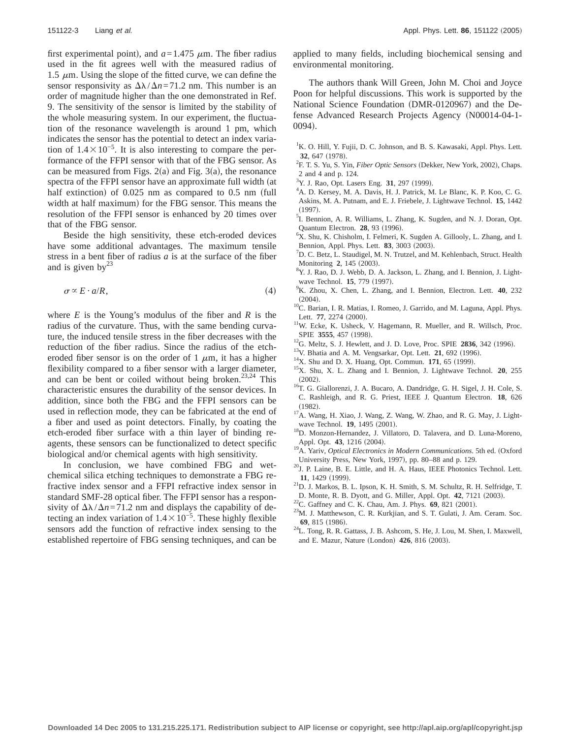first experimental point), and $a=1.475\ \mu$m. The fiber radius used in the fit agrees well with the measured radius of 1.5 $\mu$m. Using the slope of the fitted curve, we can define the sensor responsivity as $\Delta\lambda/\Delta n=71.2$ nm. This number is an order of magnitude higher than the one demonstrated in Ref. 9. The sensitivity of the sensor is limited by the stability of the whole measuring system. In our experiment, the fluctuation of the resonance wavelength is around 1 pm, which indicates the sensor has the potential to detect an index variation of $1.4\times10^{-5}$. It is also interesting to compare the performance of the FFPI sensor with that of the FBG sensor. As can be measured from Figs. 2(a) and Fig. 3(a), the resonance spectra of the FFPI sensor have an approximate full width (at half extinction) of 0.025 nm as compared to 0.5 nm (full width at half maximum) for the FBG sensor. This means the resolution of the FFPI sensor is enhanced by 20 times over that of the FBG sensor.

Beside the high sensitivity, these etch-eroded devices have some additional advantages. The maximum tensile stress in a bent fiber of radius $a$ is at the surface of the fiber and is given by[23]

$$\sigma \propto E \cdot a/R, \tag{4}$$

where $E$ is the Young's modulus of the fiber and $R$ is the radius of the curvature. Thus, with the same bending curvature, the induced tensile stress in the fiber decreases with the reduction of the fiber radius. Since the radius of the etch-eroded fiber sensor is on the order of 1 $\mu$m, it has a higher flexibility compared to a fiber sensor with a larger diameter, and can be bent or coiled without being broken.[23,24] This characteristic ensures the durability of the sensor devices. In addition, since both the FBG and the FFPI sensors can be used in reflection mode, they can be fabricated at the end of a fiber and used as point detectors. Finally, by coating the etch-eroded fiber surface with a thin layer of binding reagents, these sensors can be functionalized to detect specific biological and/or chemical agents with high sensitivity.

In conclusion, we have combined FBG and wet-chemical silica etching techniques to demonstrate a FBG refractive index sensor and a FFPI refractive index sensor in standard SMF-28 optical fiber. The FFPI sensor has a responsivity of $\Delta\lambda/\Delta n=71.2$ nm and displays the capability of detecting an index variation of $1.4\times10^{-5}$. These highly flexible sensors add the function of refractive index sensing to the established repertoire of FBG sensing techniques, and can be applied to many fields, including biochemical sensing and environmental monitoring.

The authors thank Will Green, John M. Choi and Joyce Poon for helpful discussions. This work is supported by the National Science Foundation (DMR-0120967) and the Defense Advanced Research Projects Agency (N00014-04-1-0094).

[1] K. O. Hill, Y. Fujii, D. C. Johnson, and B. S. Kawasaki, Appl. Phys. Lett. **32**, 647 (1978).
[2] F. T. S. Yu, S. Yin, *Fiber Optic Sensors* (Dekker, New York, 2002), Chaps. 2 and 4 and p. 124.
[3] Y. J. Rao, Opt. Lasers Eng. **31**, 297 (1999).
[4] A. D. Kersey, M. A. Davis, H. J. Patrick, M. Le Blanc, K. P. Koo, C. G. Askins, M. A. Putnam, and E. J. Friebele, J. Lightwave Technol. **15**, 1442 (1997).
[5] I. Bennion, A. R. Williams, L. Zhang, K. Sugden, and N. J. Doran, Opt. Quantum Electron. **28**, 93 (1996).
[6] X. Shu, K. Chisholm, I. Felmeri, K. Sugden A. Gillooly, L. Zhang, and I. Bennion, Appl. Phys. Lett. **83**, 3003 (2003).
[7] D. C. Betz, L. Staudigel, M. N. Trutzel, and M. Kehlenbach, Struct. Health Monitoring **2**, 145 (2003).
[8] Y. J. Rao, D. J. Webb, D. A. Jackson, L. Zhang, and I. Bennion, J. Lightwave Technol. **15**, 779 (1997).
[9] K. Zhou, X. Chen, L. Zhang, and I. Bennion, Electron. Lett. **40**, 232 (2004).
[10] C. Barian, I. R. Matias, I. Romeo, J. Garrido, and M. Laguna, Appl. Phys. Lett. **77**, 2274 (2000).
[11] W. Ecke, K. Usheck, V. Hagemann, R. Mueller, and R. Willsch, Proc. SPIE **3555**, 457 (1998).
[12] G. Meltz, S. J. Hewlett, and J. D. Love, Proc. SPIE **2836**, 342 (1996).
[13] V. Bhatia and A. M. Vengsarkar, Opt. Lett. **21**, 692 (1996).
[14] X. Shu and D. X. Huang, Opt. Commun. **171**, 65 (1999).
[15] X. Shu, X. L. Zhang and I. Bennion, J. Lightwave Technol. **20**, 255 (2002).
[16] T. G. Giallorenzi, J. A. Bucaro, A. Dandridge, G. H. Sigel, J. H. Cole, S. C. Rashleigh, and R. G. Priest, IEEE J. Quantum Electron. **18**, 626 (1982).
[17] A. Wang, H. Xiao, J. Wang, Z. Wang, W. Zhao, and R. G. May, J. Lightwave Technol. **19**, 1495 (2001).
[18] D. Monzon-Hernandez, J. Villatoro, D. Talavera, and D. Luna-Moreno, Appl. Opt. **43**, 1216 (2004).
[19] A. Yariv, *Optical Electronics in Modern Communications*. 5th ed. (Oxford University Press, New York, 1997), pp. 80–88 and p. 129.
[20] J. P. Laine, B. E. Little, and H. A. Haus, IEEE Photonics Technol. Lett. **11**, 1429 (1999).
[21] D. J. Markos, B. L. Ipson, K. H. Smith, S. M. Schultz, R. H. Selfridge, T. D. Monte, R. B. Dyott, and G. Miller, Appl. Opt. **42**, 7121 (2003).
[22] C. Gaffney and C. K. Chau, Am. J. Phys. **69**, 821 (2001).
[23] M. J. Matthewson, C. R. Kurkjian, and S. T. Gulati, J. Am. Ceram. Soc. **69**, 815 (1986).
[24] L. Tong, R. R. Gattass, J. B. Ashcom, S. He, J. Lou, M. Shen, I. Maxwell, and E. Mazur, Nature (London) **426**, 816 (2003).